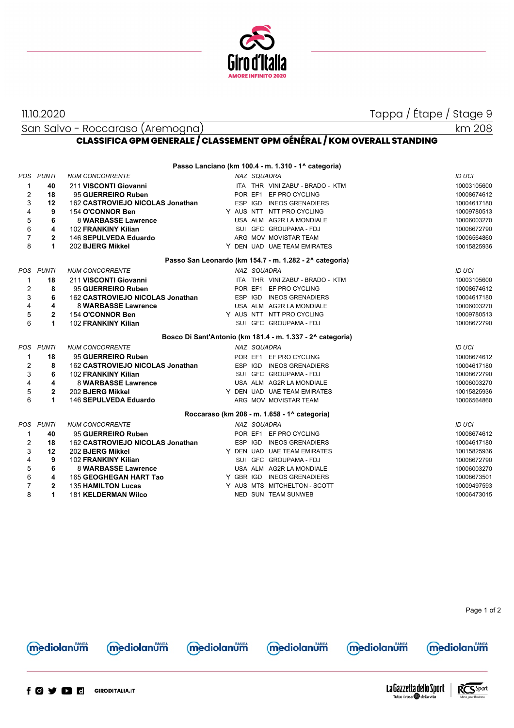11.10.2020 | Tappa / Étape / Stage 9

San Salvo - Roccaraso (Aremogna) | km 208

## CLASSIFICA GPM GENERALE / CLASSEMENT GPM GÉNÉRAL / KOM OVERALL STANDING

### Passo Lanciano (km 100.4 - m. 1.310 - 1^ categoria)

| POS | PUNTI | NUM CONCORRENTE | | NAZ | SQUADRA | | ID UCI |
|---|---|---|---|---|---|---|---|
| 1 | **40** | 211 **VISCONTI Giovanni** | | ITA | THR | VINI ZABU' - BRADO - KTM | 10003105600 |
| 2 | **18** | 95 **GUERREIRO Ruben** | | POR | EF1 | EF PRO CYCLING | 10008674612 |
| 3 | **12** | 162 **CASTROVIEJO NICOLAS Jonathan** | | ESP | IGD | INEOS GRENADIERS | 10004617180 |
| 4 | **9** | 154 **O'CONNOR Ben** | Y | AUS | NTT | NTT PRO CYCLING | 10009780513 |
| 5 | **6** | 8 **WARBASSE Lawrence** | | USA | ALM | AG2R LA MONDIALE | 10006003270 |
| 6 | **4** | 102 **FRANKINY Kilian** | | SUI | GFC | GROUPAMA - FDJ | 10008672790 |
| 7 | **2** | 146 **SEPULVEDA Eduardo** | | ARG | MOV | MOVISTAR TEAM | 10006564860 |
| 8 | **1** | 202 **BJERG Mikkel** | Y | DEN | UAD | UAE TEAM EMIRATES | 10015825936 |

### Passo San Leonardo (km 154.7 - m. 1.282 - 2^ categoria)

| POS | PUNTI | NUM CONCORRENTE | | NAZ | SQUADRA | | ID UCI |
|---|---|---|---|---|---|---|---|
| 1 | **18** | 211 **VISCONTI Giovanni** | | ITA | THR | VINI ZABU' - BRADO - KTM | 10003105600 |
| 2 | **8** | 95 **GUERREIRO Ruben** | | POR | EF1 | EF PRO CYCLING | 10008674612 |
| 3 | **6** | 162 **CASTROVIEJO NICOLAS Jonathan** | | ESP | IGD | INEOS GRENADIERS | 10004617180 |
| 4 | **4** | 8 **WARBASSE Lawrence** | | USA | ALM | AG2R LA MONDIALE | 10006003270 |
| 5 | **2** | 154 **O'CONNOR Ben** | Y | AUS | NTT | NTT PRO CYCLING | 10009780513 |
| 6 | **1** | 102 **FRANKINY Kilian** | | SUI | GFC | GROUPAMA - FDJ | 10008672790 |

### Bosco Di Sant'Antonio (km 181.4 - m. 1.337 - 2^ categoria)

| POS | PUNTI | NUM CONCORRENTE | | NAZ | SQUADRA | | ID UCI |
|---|---|---|---|---|---|---|---|
| 1 | **18** | 95 **GUERREIRO Ruben** | | POR | EF1 | EF PRO CYCLING | 10008674612 |
| 2 | **8** | 162 **CASTROVIEJO NICOLAS Jonathan** | | ESP | IGD | INEOS GRENADIERS | 10004617180 |
| 3 | **6** | 102 **FRANKINY Kilian** | | SUI | GFC | GROUPAMA - FDJ | 10008672790 |
| 4 | **4** | 8 **WARBASSE Lawrence** | | USA | ALM | AG2R LA MONDIALE | 10006003270 |
| 5 | **2** | 202 **BJERG Mikkel** | Y | DEN | UAD | UAE TEAM EMIRATES | 10015825936 |
| 6 | **1** | 146 **SEPULVEDA Eduardo** | | ARG | MOV | MOVISTAR TEAM | 10006564860 |

### Roccaraso (km 208 - m. 1.658 - 1^ categoria)

| POS | PUNTI | NUM CONCORRENTE | | NAZ | SQUADRA | | ID UCI |
|---|---|---|---|---|---|---|---|
| 1 | **40** | 95 **GUERREIRO Ruben** | | POR | EF1 | EF PRO CYCLING | 10008674612 |
| 2 | **18** | 162 **CASTROVIEJO NICOLAS Jonathan** | | ESP | IGD | INEOS GRENADIERS | 10004617180 |
| 3 | **12** | 202 **BJERG Mikkel** | Y | DEN | UAD | UAE TEAM EMIRATES | 10015825936 |
| 4 | **9** | 102 **FRANKINY Kilian** | | SUI | GFC | GROUPAMA - FDJ | 10008672790 |
| 5 | **6** | 8 **WARBASSE Lawrence** | | USA | ALM | AG2R LA MONDIALE | 10006003270 |
| 6 | **4** | 165 **GEOGHEGAN HART Tao** | Y | GBR | IGD | INEOS GRENADIERS | 10008673501 |
| 7 | **2** | 135 **HAMILTON Lucas** | Y | AUS | MTS | MITCHELTON - SCOTT | 10009497593 |
| 8 | **1** | 181 **KELDERMAN Wilco** | | NED | SUN | TEAM SUNWEB | 10006473015 |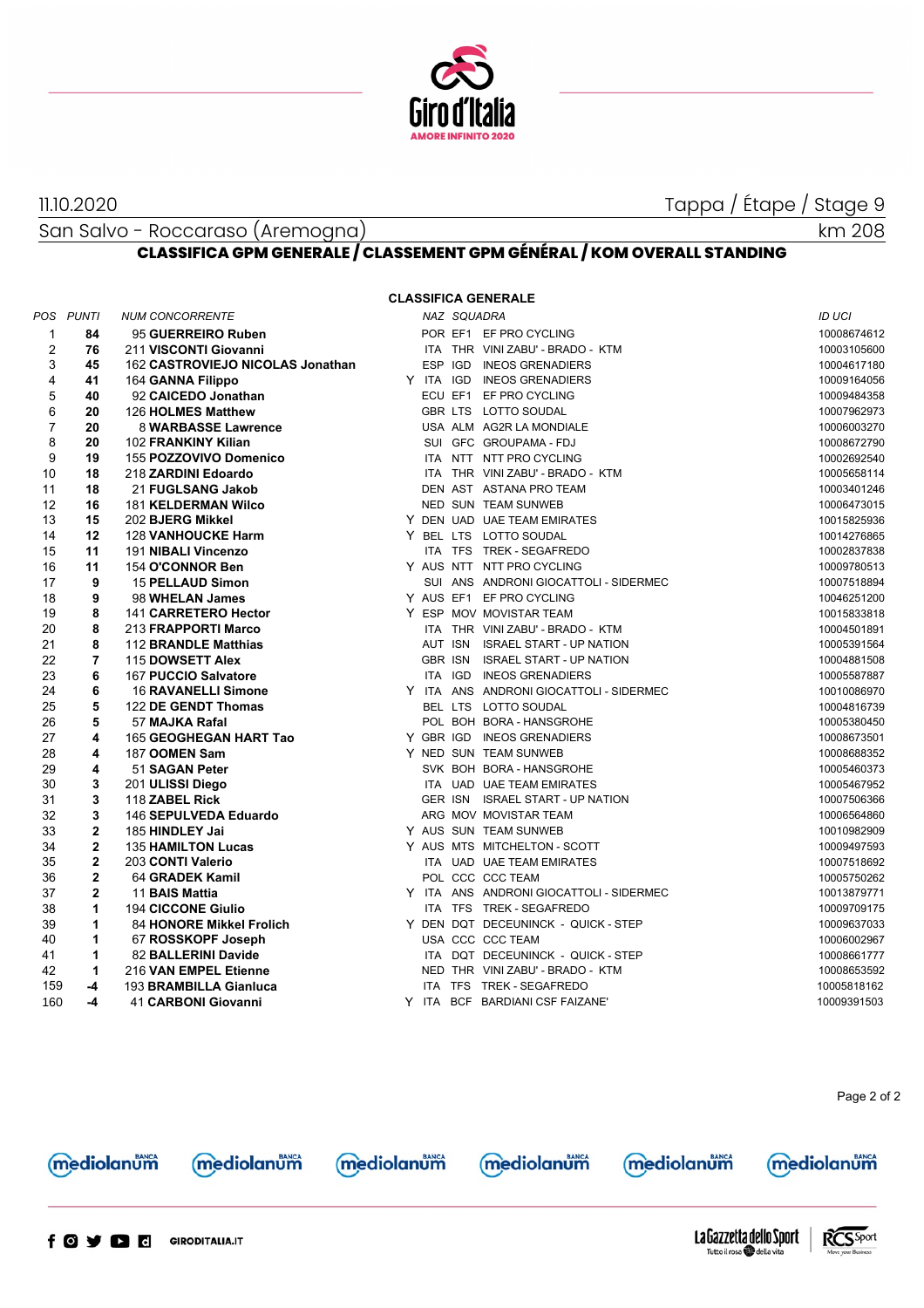11.10.2020

Tappa / Étape / Stage 9

San Salvo - Roccaraso (Aremogna)

km 208

## CLASSIFICA GPM GENERALE / CLASSEMENT GPM GÉNÉRAL / KOM OVERALL STANDING

### CLASSIFICA GENERALE

| POS | PUNTI | NUM | CONCORRENTE | | NAZ | SQUADRA | | ID UCI |
|---|---|---|---|---|---|---|---|---|
| 1 | **84** | 95 | **GUERREIRO Ruben** | | POR | EF1 | EF PRO CYCLING | 10008674612 |
| 2 | **76** | 211 | **VISCONTI Giovanni** | | ITA | THR | VINI ZABU' - BRADO - KTM | 10003105600 |
| 3 | **45** | 162 | **CASTROVIEJO NICOLAS Jonathan** | | ESP | IGD | INEOS GRENADIERS | 10004617180 |
| 4 | **41** | 164 | **GANNA Filippo** | Y | ITA | IGD | INEOS GRENADIERS | 10009164056 |
| 5 | **40** | 92 | **CAICEDO Jonathan** | | ECU | EF1 | EF PRO CYCLING | 10009484358 |
| 6 | **20** | 126 | **HOLMES Matthew** | | GBR | LTS | LOTTO SOUDAL | 10007962973 |
| 7 | **20** | 8 | **WARBASSE Lawrence** | | USA | ALM | AG2R LA MONDIALE | 10006003270 |
| 8 | **20** | 102 | **FRANKINY Kilian** | | SUI | GFC | GROUPAMA - FDJ | 10008672790 |
| 9 | **19** | 155 | **POZZOVIVO Domenico** | | ITA | NTT | NTT PRO CYCLING | 10002692540 |
| 10 | **18** | 218 | **ZARDINI Edoardo** | | ITA | THR | VINI ZABU' - BRADO - KTM | 10005658114 |
| 11 | **18** | 21 | **FUGLSANG Jakob** | | DEN | AST | ASTANA PRO TEAM | 10003401246 |
| 12 | **16** | 181 | **KELDERMAN Wilco** | | NED | SUN | TEAM SUNWEB | 10006473015 |
| 13 | **15** | 202 | **BJERG Mikkel** | Y | DEN | UAD | UAE TEAM EMIRATES | 10015825936 |
| 14 | **12** | 128 | **VANHOUCKE Harm** | Y | BEL | LTS | LOTTO SOUDAL | 10014276865 |
| 15 | **11** | 191 | **NIBALI Vincenzo** | | ITA | TFS | TREK - SEGAFREDO | 10002837838 |
| 16 | **11** | 154 | **O'CONNOR Ben** | Y | AUS | NTT | NTT PRO CYCLING | 10009780513 |
| 17 | **9** | 15 | **PELLAUD Simon** | | SUI | ANS | ANDRONI GIOCATTOLI - SIDERMEC | 10007518894 |
| 18 | **9** | 98 | **WHELAN James** | Y | AUS | EF1 | EF PRO CYCLING | 10046251200 |
| 19 | **8** | 141 | **CARRETERO Hector** | Y | ESP | MOV | MOVISTAR TEAM | 10015833818 |
| 20 | **8** | 213 | **FRAPPORTI Marco** | | ITA | THR | VINI ZABU' - BRADO - KTM | 10004501891 |
| 21 | **8** | 112 | **BRANDLE Matthias** | | AUT | ISN | ISRAEL START - UP NATION | 10005391564 |
| 22 | **7** | 115 | **DOWSETT Alex** | | GBR | ISN | ISRAEL START - UP NATION | 10004881508 |
| 23 | **6** | 167 | **PUCCIO Salvatore** | | ITA | IGD | INEOS GRENADIERS | 10005587887 |
| 24 | **6** | 16 | **RAVANELLI Simone** | Y | ITA | ANS | ANDRONI GIOCATTOLI - SIDERMEC | 10010086970 |
| 25 | **5** | 122 | **DE GENDT Thomas** | | BEL | LTS | LOTTO SOUDAL | 10004816739 |
| 26 | **5** | 57 | **MAJKA Rafal** | | POL | BOH | BORA - HANSGROHE | 10005380450 |
| 27 | **4** | 165 | **GEOGHEGAN HART Tao** | Y | GBR | IGD | INEOS GRENADIERS | 10008673501 |
| 28 | **4** | 187 | **OOMEN Sam** | Y | NED | SUN | TEAM SUNWEB | 10008688352 |
| 29 | **4** | 51 | **SAGAN Peter** | | SVK | BOH | BORA - HANSGROHE | 10005460373 |
| 30 | **3** | 201 | **ULISSI Diego** | | ITA | UAD | UAE TEAM EMIRATES | 10005467952 |
| 31 | **3** | 118 | **ZABEL Rick** | | GER | ISN | ISRAEL START - UP NATION | 10007506366 |
| 32 | **3** | 146 | **SEPULVEDA Eduardo** | | ARG | MOV | MOVISTAR TEAM | 10006564860 |
| 33 | **2** | 185 | **HINDLEY Jai** | Y | AUS | SUN | TEAM SUNWEB | 10010982909 |
| 34 | **2** | 135 | **HAMILTON Lucas** | Y | AUS | MTS | MITCHELTON - SCOTT | 10009497593 |
| 35 | **2** | 203 | **CONTI Valerio** | | ITA | UAD | UAE TEAM EMIRATES | 10007518692 |
| 36 | **2** | 64 | **GRADEK Kamil** | | POL | CCC | CCC TEAM | 10005750262 |
| 37 | **2** | 11 | **BAIS Mattia** | Y | ITA | ANS | ANDRONI GIOCATTOLI - SIDERMEC | 10013879771 |
| 38 | **1** | 194 | **CICCONE Giulio** | | ITA | TFS | TREK - SEGAFREDO | 10009709175 |
| 39 | **1** | 84 | **HONORE Mikkel Frolich** | Y | DEN | DQT | DECEUNINCK - QUICK - STEP | 10009637033 |
| 40 | **1** | 67 | **ROSSKOPF Joseph** | | USA | CCC | CCC TEAM | 10006002967 |
| 41 | **1** | 82 | **BALLERINI Davide** | | ITA | DQT | DECEUNINCK - QUICK - STEP | 10008661777 |
| 42 | **1** | 216 | **VAN EMPEL Etienne** | | NED | THR | VINI ZABU' - BRADO - KTM | 10008653592 |
| 159 | **-4** | 193 | **BRAMBILLA Gianluca** | | ITA | TFS | TREK - SEGAFREDO | 10005818162 |
| 160 | **-4** | 41 | **CARBONI Giovanni** | Y | ITA | BCF | BARDIANI CSF FAIZANE' | 10009391503 |